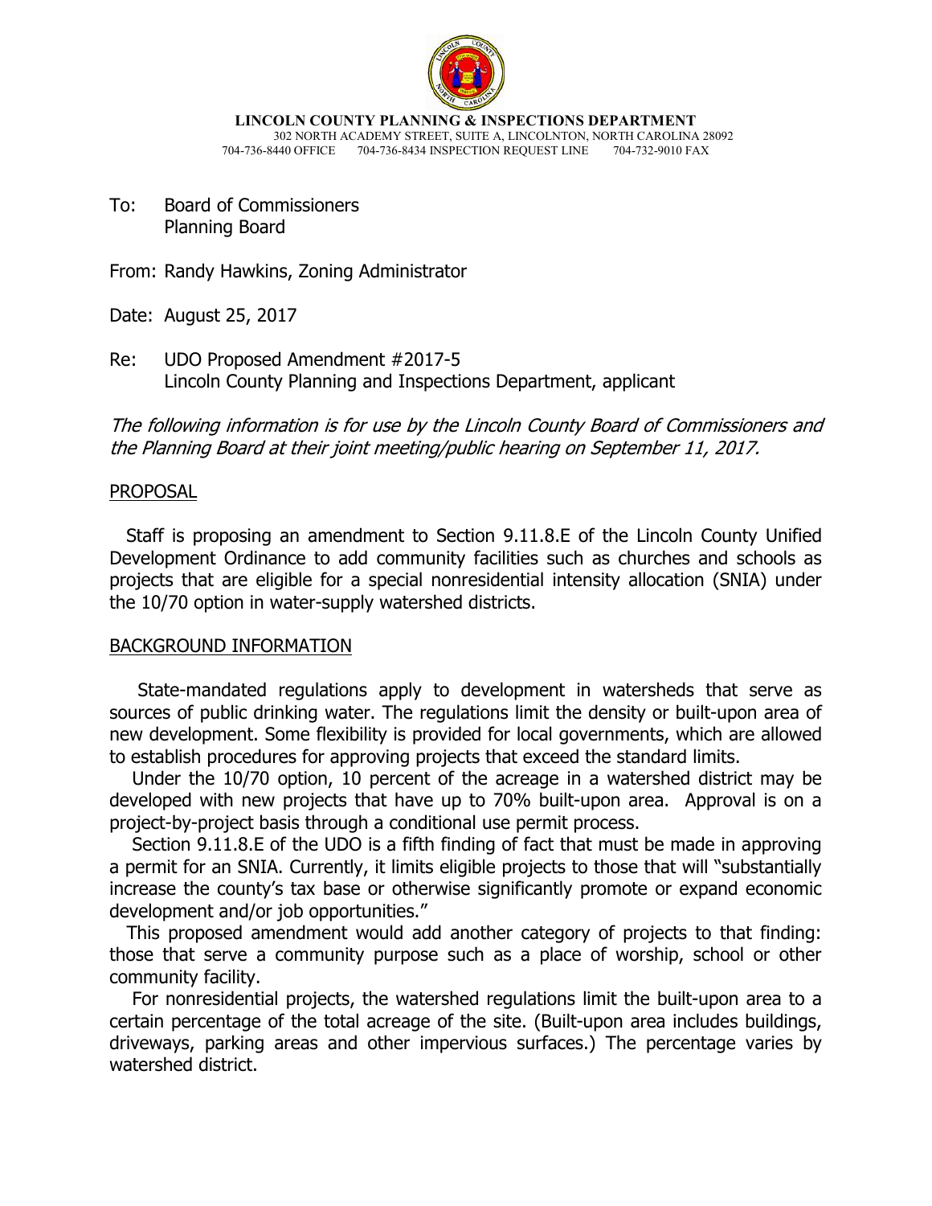**LINCOLN COUNTY PLANNING & INSPECTIONS DEPARTMENT**
302 NORTH ACADEMY STREET, SUITE A, LINCOLNTON, NORTH CAROLINA 28092
704-736-8440 OFFICE 704-736-8434 INSPECTION REQUEST LINE 704-732-9010 FAX

To: Board of Commissioners
Planning Board

From: Randy Hawkins, Zoning Administrator

Date: August 25, 2017

Re: UDO Proposed Amendment #2017-5
Lincoln County Planning and Inspections Department, applicant

*The following information is for use by the Lincoln County Board of Commissioners and the Planning Board at their joint meeting/public hearing on September 11, 2017.*

## PROPOSAL

Staff is proposing an amendment to Section 9.11.8.E of the Lincoln County Unified Development Ordinance to add community facilities such as churches and schools as projects that are eligible for a special nonresidential intensity allocation (SNIA) under the 10/70 option in water-supply watershed districts.

## BACKGROUND INFORMATION

State-mandated regulations apply to development in watersheds that serve as sources of public drinking water. The regulations limit the density or built-upon area of new development. Some flexibility is provided for local governments, which are allowed to establish procedures for approving projects that exceed the standard limits.

Under the 10/70 option, 10 percent of the acreage in a watershed district may be developed with new projects that have up to 70% built-upon area. Approval is on a project-by-project basis through a conditional use permit process.

Section 9.11.8.E of the UDO is a fifth finding of fact that must be made in approving a permit for an SNIA. Currently, it limits eligible projects to those that will "substantially increase the county's tax base or otherwise significantly promote or expand economic development and/or job opportunities."

This proposed amendment would add another category of projects to that finding: those that serve a community purpose such as a place of worship, school or other community facility.

For nonresidential projects, the watershed regulations limit the built-upon area to a certain percentage of the total acreage of the site. (Built-upon area includes buildings, driveways, parking areas and other impervious surfaces.) The percentage varies by watershed district.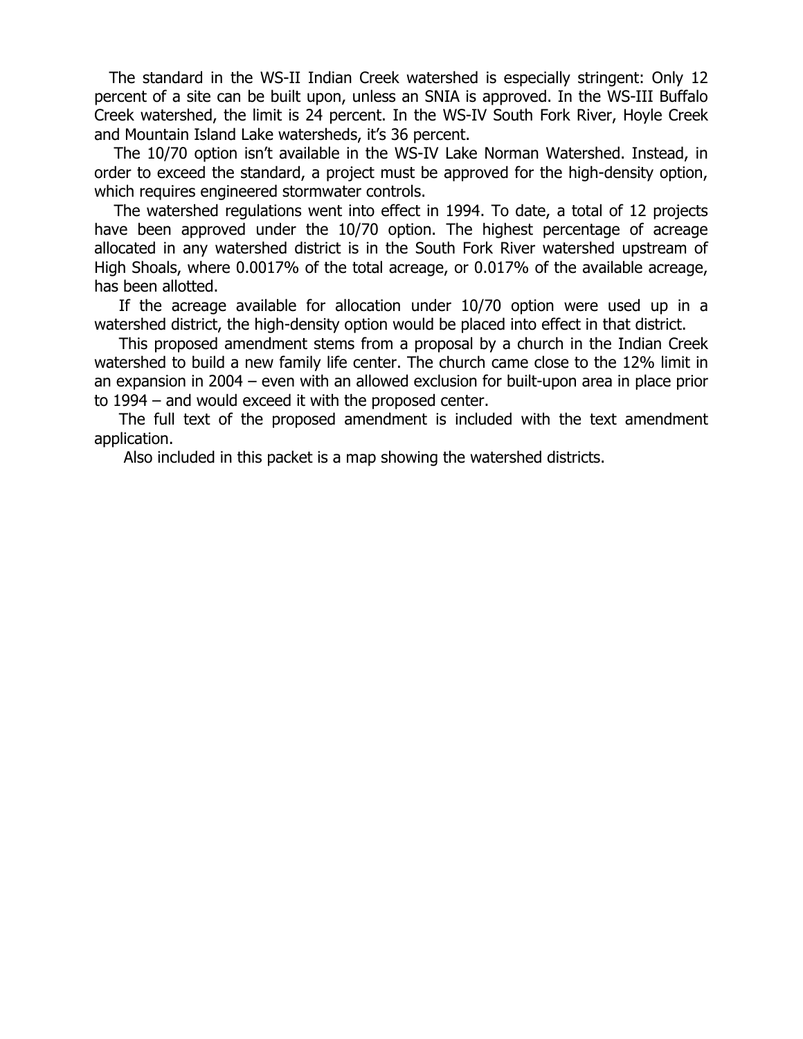The standard in the WS-II Indian Creek watershed is especially stringent: Only 12 percent of a site can be built upon, unless an SNIA is approved. In the WS-III Buffalo Creek watershed, the limit is 24 percent. In the WS-IV South Fork River, Hoyle Creek and Mountain Island Lake watersheds, it's 36 percent.

The 10/70 option isn't available in the WS-IV Lake Norman Watershed. Instead, in order to exceed the standard, a project must be approved for the high-density option, which requires engineered stormwater controls.

The watershed regulations went into effect in 1994. To date, a total of 12 projects have been approved under the 10/70 option. The highest percentage of acreage allocated in any watershed district is in the South Fork River watershed upstream of High Shoals, where 0.0017% of the total acreage, or 0.017% of the available acreage, has been allotted.

If the acreage available for allocation under 10/70 option were used up in a watershed district, the high-density option would be placed into effect in that district.

This proposed amendment stems from a proposal by a church in the Indian Creek watershed to build a new family life center. The church came close to the 12% limit in an expansion in 2004 – even with an allowed exclusion for built-upon area in place prior to 1994 – and would exceed it with the proposed center.

The full text of the proposed amendment is included with the text amendment application.

Also included in this packet is a map showing the watershed districts.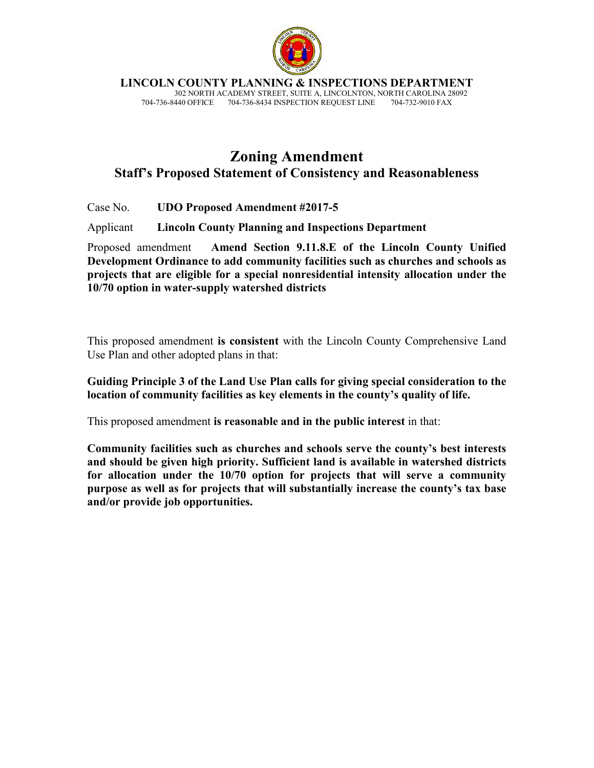**LINCOLN COUNTY PLANNING & INSPECTIONS DEPARTMENT**
302 NORTH ACADEMY STREET, SUITE A, LINCOLNTON, NORTH CAROLINA 28092
704-736-8440 OFFICE 704-736-8434 INSPECTION REQUEST LINE 704-732-9010 FAX

# Zoning Amendment
## Staff's Proposed Statement of Consistency and Reasonableness

Case No. **UDO Proposed Amendment #2017-5**

Applicant **Lincoln County Planning and Inspections Department**

Proposed amendment **Amend Section 9.11.8.E of the Lincoln County Unified Development Ordinance to add community facilities such as churches and schools as projects that are eligible for a special nonresidential intensity allocation under the 10/70 option in water-supply watershed districts**

This proposed amendment **is consistent** with the Lincoln County Comprehensive Land Use Plan and other adopted plans in that:

**Guiding Principle 3 of the Land Use Plan calls for giving special consideration to the location of community facilities as key elements in the county's quality of life.**

This proposed amendment **is reasonable and in the public interest** in that:

**Community facilities such as churches and schools serve the county's best interests and should be given high priority. Sufficient land is available in watershed districts for allocation under the 10/70 option for projects that will serve a community purpose as well as for projects that will substantially increase the county's tax base and/or provide job opportunities.**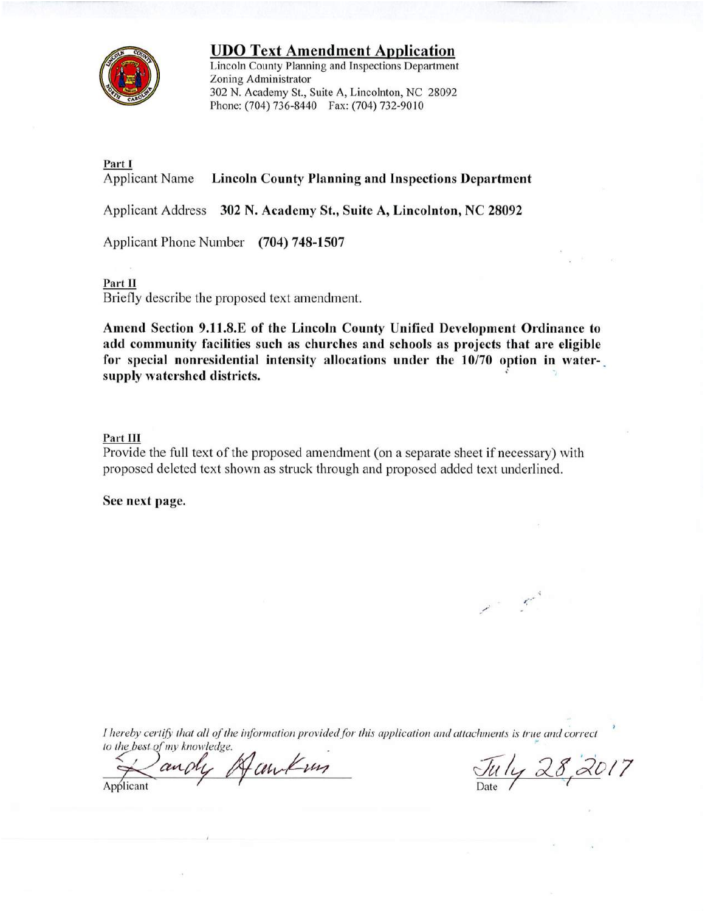# UDO Text Amendment Application

Lincoln County Planning and Inspections Department
Zoning Administrator
302 N. Academy St., Suite A, Lincolnton, NC 28092
Phone: (704) 736-8440 Fax: (704) 732-9010

**Part I**

Applicant Name **Lincoln County Planning and Inspections Department**

Applicant Address **302 N. Academy St., Suite A, Lincolnton, NC 28092**

Applicant Phone Number **(704) 748-1507**

**Part II**

Briefly describe the proposed text amendment.

**Amend Section 9.11.8.E of the Lincoln County Unified Development Ordinance to add community facilities such as churches and schools as projects that are eligible for special nonresidential intensity allocations under the 10/70 option in water-supply watershed districts.**

**Part III**

Provide the full text of the proposed amendment (on a separate sheet if necessary) with proposed deleted text shown as struck through and proposed added text underlined.

**See next page.**

*I hereby certify that all of the information provided for this application and attachments is true and correct to the best of my knowledge.*

Randy Hawkins
Applicant

July 28, 2017
Date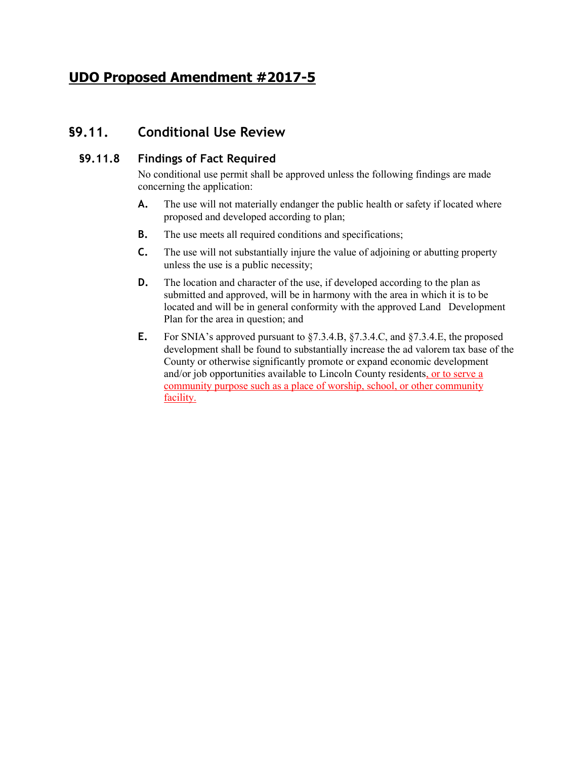# UDO Proposed Amendment #2017-5

## §9.11. Conditional Use Review

### §9.11.8 Findings of Fact Required

No conditional use permit shall be approved unless the following findings are made concerning the application:

**A.** The use will not materially endanger the public health or safety if located where proposed and developed according to plan;

**B.** The use meets all required conditions and specifications;

**C.** The use will not substantially injure the value of adjoining or abutting property unless the use is a public necessity;

**D.** The location and character of the use, if developed according to the plan as submitted and approved, will be in harmony with the area in which it is to be located and will be in general conformity with the approved Land Development Plan for the area in question; and

**E.** For SNIA's approved pursuant to §7.3.4.B, §7.3.4.C, and §7.3.4.E, the proposed development shall be found to substantially increase the ad valorem tax base of the County or otherwise significantly promote or expand economic development and/or job opportunities available to Lincoln County residents, or to serve a community purpose such as a place of worship, school, or other community facility.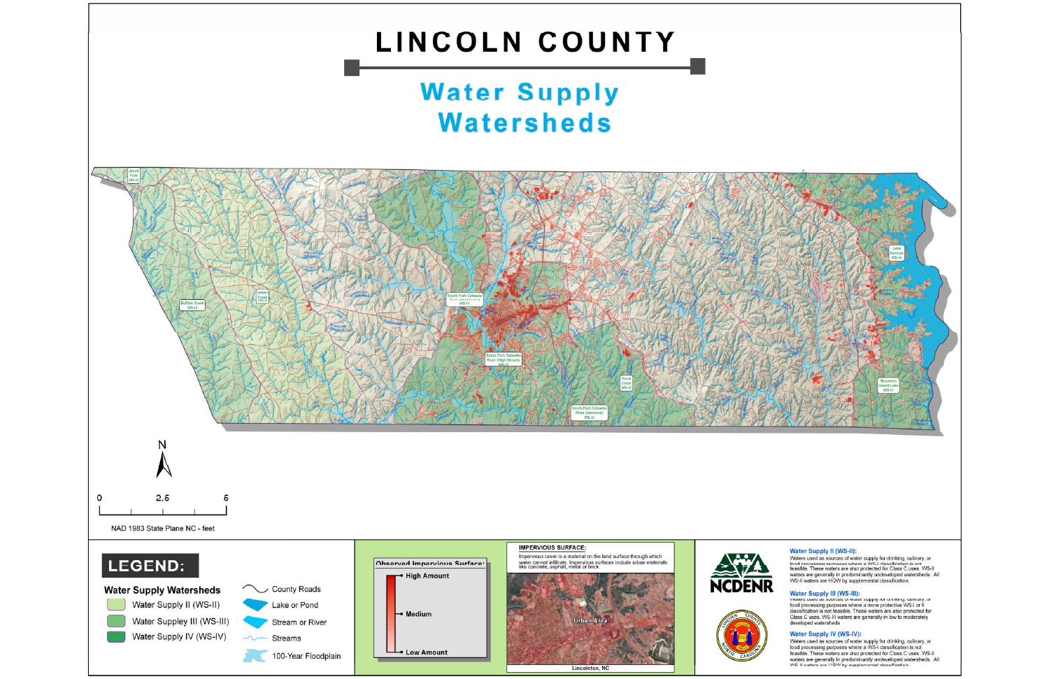# LINCOLN COUNTY

## Water Supply Watersheds

Jacob Fork WS-III

Buffalo Creek WS-II

Indian Creek WS-II

South Fork Catawba River (Lincolnton) WS-IV

South Fork Catawba River (High Shoals) WS-IV

Hoyle Creek WS-IV

South Fork Catawba River (Gastonia) WS-IV

Lake Norman WS-IV

Mountain Island Lake WS-IV

N

0 2.5 5

NAD 1983 State Plane NC - feet

## LEGEND:

**Water Supply Watersheds**

- Water Supply II (WS-II)
- Water Supplley III (WS-III)
- Water Supply IV (WS-IV)

- County Roads
- Lake or Pond
- Stream or River
- Streams
- 100-Year Floodplain

**Observed Impervious Surface:**

- High Amount
- Medium
- Low Amount

**IMPERVIOUS SURFACE:**

Impervious cover is a material on the land surface through which water cannot infiltrate. Impervious surfaces include urban materials like concrete, asphalt, metal or brick.

Urban Area

Lincolnton, NC

NCDENR

**Water Supply II (WS-II):**

Waters used as sources of water supply for drinking, culinary, or food processing purposes where a WS-I classification is not feasible. These waters are also protected for Class C uses. WS-II waters are generally in predominantly undeveloped watersheds. All WS-II waters are HQW by supplemental classification.

**Water Supply III (WS-III):**

Waters used as sources of water supply for drinking, culinary, or food processing purposes where a more protective WS-I or II classification is not feasible. These waters are also protected for Class C uses. WS-III waters are generally in low to moderately developed watersheds.

**Water Supply IV (WS-IV):**

Waters used as sources of water supply for drinking, culinary, or food processing purposes where a WS-I classification is not feasible. These waters are also protected for Class C uses. WS-II waters are generally in predominantly undeveloped watersheds. All WS-II waters are HQW by supplemental classification.